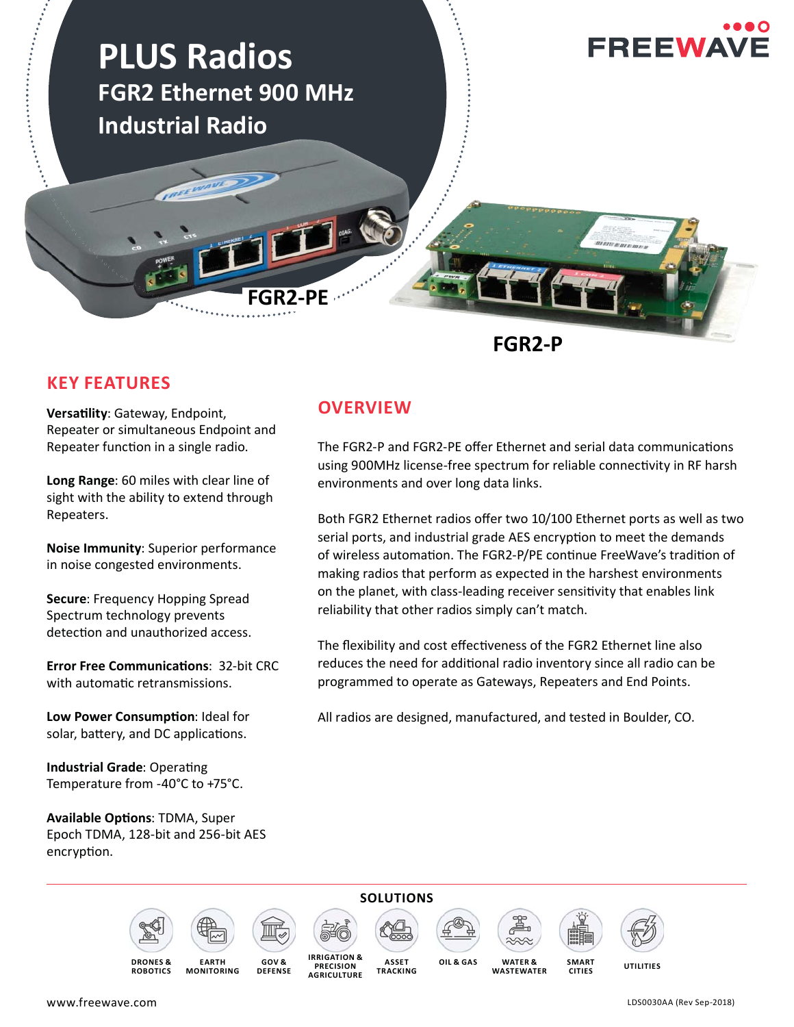# PLUS Radios

## FGR2 Ethernet 900 MHz Industrial Radio

FREEWAVE

FGR2-PE

FGR2-P

## KEY FEATURES

**Versatility**: Gateway, Endpoint, Repeater or simultaneous Endpoint and Repeater function in a single radio.

**Long Range**: 60 miles with clear line of sight with the ability to extend through Repeaters.

**Noise Immunity**: Superior performance in noise congested environments.

**Secure**: Frequency Hopping Spread Spectrum technology prevents detection and unauthorized access.

**Error Free Communications**: 32-bit CRC with automatic retransmissions.

**Low Power Consumption**: Ideal for solar, battery, and DC applications.

**Industrial Grade**: Operating Temperature from -40°C to +75°C.

**Available Options**: TDMA, Super Epoch TDMA, 128-bit and 256-bit AES encryption.

## OVERVIEW

The FGR2-P and FGR2-PE offer Ethernet and serial data communications using 900MHz license-free spectrum for reliable connectivity in RF harsh environments and over long data links.

Both FGR2 Ethernet radios offer two 10/100 Ethernet ports as well as two serial ports, and industrial grade AES encryption to meet the demands of wireless automation. The FGR2-P/PE continue FreeWave's tradition of making radios that perform as expected in the harshest environments on the planet, with class-leading receiver sensitivity that enables link reliability that other radios simply can't match.

The flexibility and cost effectiveness of the FGR2 Ethernet line also reduces the need for additional radio inventory since all radio can be programmed to operate as Gateways, Repeaters and End Points.

All radios are designed, manufactured, and tested in Boulder, CO.

## SOLUTIONS

DRONES & ROBOTICS | EARTH MONITORING | GOV & DEFENSE | IRRIGATION & PRECISION AGRICULTURE | ASSET TRACKING | OIL & GAS | WATER & WASTEWATER | SMART CITIES | UTILITIES

www.freewave.com

LDS0030AA (Rev Sep-2018)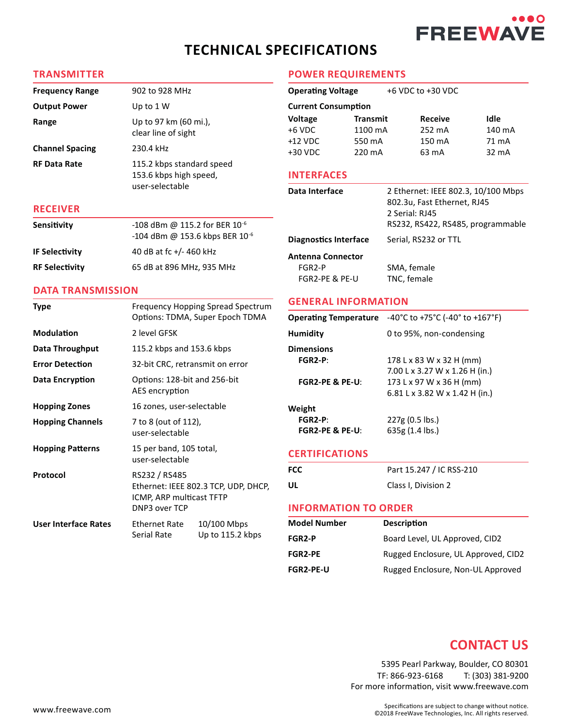# TECHNICAL SPECIFICATIONS

## TRANSMITTER

| | |
|---|---|
| **Frequency Range** | 902 to 928 MHz |
| **Output Power** | Up to 1 W |
| **Range** | Up to 97 km (60 mi.), clear line of sight |
| **Channel Spacing** | 230.4 kHz |
| **RF Data Rate** | 115.2 kbps standard speed<br>153.6 kbps high speed, user-selectable |

## RECEIVER

| | |
|---|---|
| **Sensitivity** | -108 dBm @ 115.2 for BER $10^{-6}$<br>-104 dBm @ 153.6 kbps BER $10^{-6}$ |
| **IF Selectivity** | 40 dB at fc +/- 460 kHz |
| **RF Selectivity** | 65 dB at 896 MHz, 935 MHz |

## DATA TRANSMISSION

| | | |
|---|---|---|
| **Type** | Frequency Hopping Spread Spectrum<br>Options: TDMA, Super Epoch TDMA | |
| **Modulation** | 2 level GFSK | |
| **Data Throughput** | 115.2 kbps and 153.6 kbps | |
| **Error Detection** | 32-bit CRC, retransmit on error | |
| **Data Encryption** | Options: 128-bit and 256-bit AES encryption | |
| **Hopping Zones** | 16 zones, user-selectable | |
| **Hopping Channels** | 7 to 8 (out of 112), user-selectable | |
| **Hopping Patterns** | 15 per band, 105 total, user-selectable | |
| **Protocol** | RS232 / RS485<br>Ethernet: IEEE 802.3 TCP, UDP, DHCP, ICMP, ARP multicast TFTP<br>DNP3 over TCP | |
| **User Interface Rates** | Ethernet Rate | 10/100 Mbps |
| | Serial Rate | Up to 115.2 kbps |

## POWER REQUIREMENTS

**Operating Voltage** +6 VDC to +30 VDC

**Current Consumption**

| Voltage | Transmit | Receive | Idle |
|---|---|---|---|
| +6 VDC | 1100 mA | 252 mA | 140 mA |
| +12 VDC | 550 mA | 150 mA | 71 mA |
| +30 VDC | 220 mA | 63 mA | 32 mA |

## INTERFACES

| | |
|---|---|
| **Data Interface** | 2 Ethernet: IEEE 802.3, 10/100 Mbps 802.3u, Fast Ethernet, RJ45<br>2 Serial: RJ45<br>RS232, RS422, RS485, programmable |
| **Diagnostics Interface** | Serial, RS232 or TTL |
| **Antenna Connector** | |
| FGR2-P | SMA, female |
| FGR2-PE & PE-U | TNC, female |

## GENERAL INFORMATION

| | |
|---|---|
| **Operating Temperature** | -40°C to +75°C (-40° to +167°F) |
| **Humidity** | 0 to 95%, non-condensing |
| **Dimensions** | |
| **FGR2-P**: | 178 L x 83 W x 32 H (mm)<br>7.00 L x 3.27 W x 1.26 H (in.) |
| **FGR2-PE & PE-U**: | 173 L x 97 W x 36 H (mm)<br>6.81 L x 3.82 W x 1.42 H (in.) |
| **Weight** | |
| **FGR2-P**: | 227g (0.5 lbs.) |
| **FGR2-PE & PE-U**: | 635g (1.4 lbs.) |

## CERTIFICATIONS

| | |
|---|---|
| **FCC** | Part 15.247 / IC RSS-210 |
| **UL** | Class I, Division 2 |

## INFORMATION TO ORDER

| Model Number | Description |
|---|---|
| **FGR2-P** | Board Level, UL Approved, CID2 |
| **FGR2-PE** | Rugged Enclosure, UL Approved, CID2 |
| **FGR2-PE-U** | Rugged Enclosure, Non-UL Approved |

## CONTACT US

5395 Pearl Parkway, Boulder, CO 80301
TF: 866-923-6168 T: (303) 381-9200
For more information, visit www.freewave.com

www.freewave.com

Specifications are subject to change without notice.
©2018 FreeWave Technologies, Inc. All rights reserved.